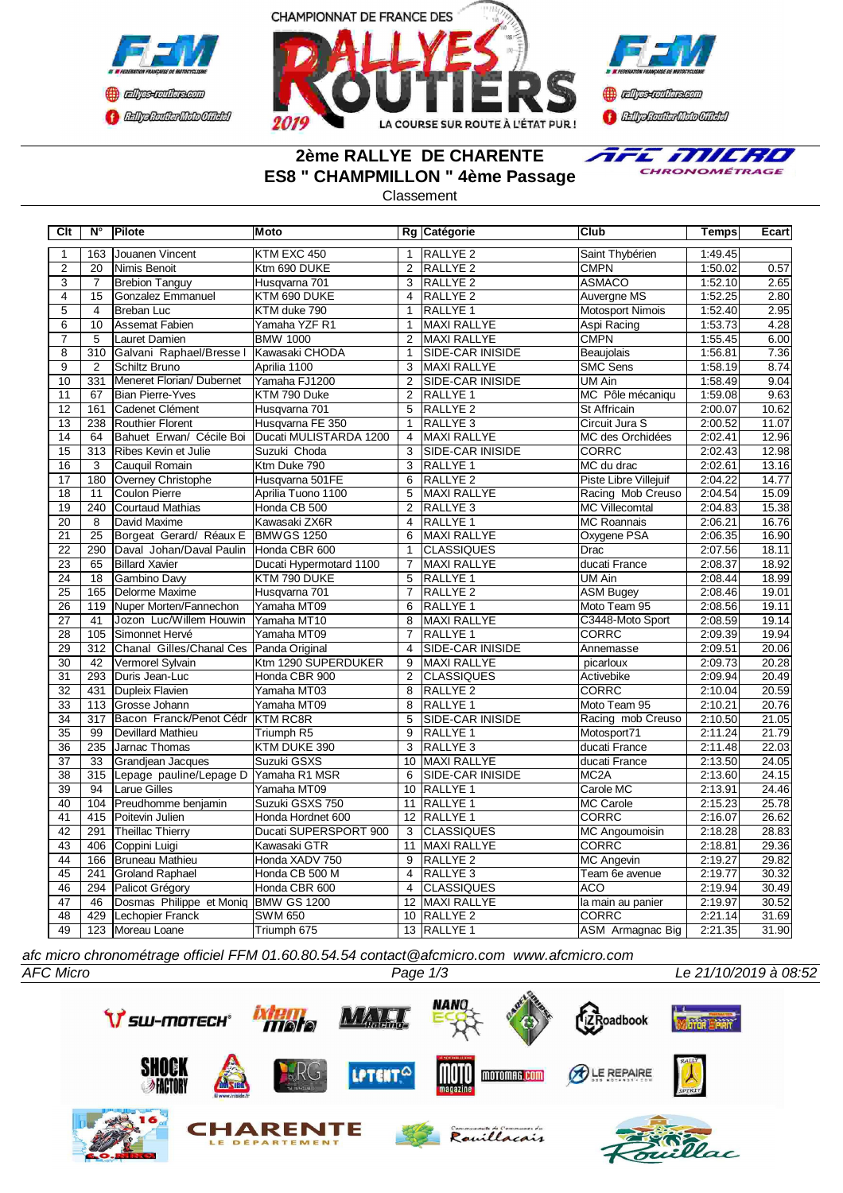# 2ème RALLYE DE CHARENTE

## ES8 " CHAMPMILLON " 4ème Passage

Classement

| Clt | N° | Pilote | Moto | Rg | Catégorie | Club | Temps | Ecart |
|---|---|---|---|---|---|---|---|---|
| 1 | 163 | Jouanen Vincent | KTM EXC 450 | 1 | RALLYE 2 | Saint Thybérien | 1:49.45 | |
| 2 | 20 | Nimis Benoit | Ktm 690 DUKE | 2 | RALLYE 2 | CMPN | 1:50.02 | 0.57 |
| 3 | 7 | Brebion Tanguy | Husqvarna 701 | 3 | RALLYE 2 | ASMACO | 1:52.10 | 2.65 |
| 4 | 15 | Gonzalez Emmanuel | KTM 690 DUKE | 4 | RALLYE 2 | Auvergne MS | 1:52.25 | 2.80 |
| 5 | 4 | Breban Luc | KTM duke 790 | 1 | RALLYE 1 | Motosport Nimois | 1:52.40 | 2.95 |
| 6 | 10 | Assemat Fabien | Yamaha YZF R1 | 1 | MAXI RALLYE | Aspi Racing | 1:53.73 | 4.28 |
| 7 | 5 | Lauret Damien | BMW 1000 | 2 | MAXI RALLYE | CMPN | 1:55.45 | 6.00 |
| 8 | 310 | Galvani Raphael/Bresse I | Kawasaki CHODA | 1 | SIDE-CAR INISIDE | Beaujolais | 1:56.81 | 7.36 |
| 9 | 2 | Schiltz Bruno | Aprilia 1100 | 3 | MAXI RALLYE | SMC Sens | 1:58.19 | 8.74 |
| 10 | 331 | Meneret Florian/ Dubernet | Yamaha FJ1200 | 2 | SIDE-CAR INISIDE | UM Ain | 1:58.49 | 9.04 |
| 11 | 67 | Bian Pierre-Yves | KTM 790 Duke | 2 | RALLYE 1 | MC Pôle mécaniqu | 1:59.08 | 9.63 |
| 12 | 161 | Cadenet Clément | Husqvarna 701 | 5 | RALLYE 2 | St Affricain | 2:00.07 | 10.62 |
| 13 | 238 | Routhier Florent | Husqvarna FE 350 | 1 | RALLYE 3 | Circuit Jura S | 2:00.52 | 11.07 |
| 14 | 64 | Bahuet Erwan/ Cécile Boi | Ducati MULISTARDA 1200 | 4 | MAXI RALLYE | MC des Orchidées | 2:02.41 | 12.96 |
| 15 | 313 | Ribes Kevin et Julie | Suzuki Choda | 3 | SIDE-CAR INISIDE | CORRC | 2:02.43 | 12.98 |
| 16 | 3 | Cauquil Romain | Ktm Duke 790 | 3 | RALLYE 1 | MC du drac | 2:02.61 | 13.16 |
| 17 | 180 | Overney Christophe | Husqvarna 501FE | 6 | RALLYE 2 | Piste Libre Villejuif | 2:04.22 | 14.77 |
| 18 | 11 | Coulon Pierre | Aprilia Tuono 1100 | 5 | MAXI RALLYE | Racing Mob Creuso | 2:04.54 | 15.09 |
| 19 | 240 | Courtaud Mathias | Honda CB 500 | 2 | RALLYE 3 | MC Villecomtal | 2:04.83 | 15.38 |
| 20 | 8 | David Maxime | Kawasaki ZX6R | 4 | RALLYE 1 | MC Roannais | 2:06.21 | 16.76 |
| 21 | 25 | Borgeat Gerard/ Réaux E | BMWGS 1250 | 6 | MAXI RALLYE | Oxygene PSA | 2:06.35 | 16.90 |
| 22 | 290 | Daval Johan/Daval Paulin | Honda CBR 600 | 1 | CLASSIQUES | Drac | 2:07.56 | 18.11 |
| 23 | 65 | Billard Xavier | Ducati Hypermotard 1100 | 7 | MAXI RALLYE | ducati France | 2:08.37 | 18.92 |
| 24 | 18 | Gambino Davy | KTM 790 DUKE | 5 | RALLYE 1 | UM Ain | 2:08.44 | 18.99 |
| 25 | 165 | Delorme Maxime | Husqvarna 701 | 7 | RALLYE 2 | ASM Bugey | 2:08.46 | 19.01 |
| 26 | 119 | Nuper Morten/Fannechon | Yamaha MT09 | 6 | RALLYE 1 | Moto Team 95 | 2:08.56 | 19.11 |
| 27 | 41 | Jozon Luc/Willem Houwin | Yamaha MT10 | 8 | MAXI RALLYE | C3448-Moto Sport | 2:08.59 | 19.14 |
| 28 | 105 | Simonnet Hervé | Yamaha MT09 | 7 | RALLYE 1 | CORRC | 2:09.39 | 19.94 |
| 29 | 312 | Chanal Gilles/Chanal Ces | Panda Original | 4 | SIDE-CAR INISIDE | Annemasse | 2:09.51 | 20.06 |
| 30 | 42 | Vermorel Sylvain | Ktm 1290 SUPERDUKER | 9 | MAXI RALLYE | picarloux | 2:09.73 | 20.28 |
| 31 | 293 | Duris Jean-Luc | Honda CBR 900 | 2 | CLASSIQUES | Activebike | 2:09.94 | 20.49 |
| 32 | 431 | Dupleix Flavien | Yamaha MT03 | 8 | RALLYE 2 | CORRC | 2:10.04 | 20.59 |
| 33 | 113 | Grosse Johann | Yamaha MT09 | 8 | RALLYE 1 | Moto Team 95 | 2:10.21 | 20.76 |
| 34 | 317 | Bacon Franck/Penot Cédr | KTM RC8R | 5 | SIDE-CAR INISIDE | Racing mob Creuso | 2:10.50 | 21.05 |
| 35 | 99 | Devillard Mathieu | Triumph R5 | 9 | RALLYE 1 | Motosport71 | 2:11.24 | 21.79 |
| 36 | 235 | Jarnac Thomas | KTM DUKE 390 | 3 | RALLYE 3 | ducati France | 2:11.48 | 22.03 |
| 37 | 33 | Grandjean Jacques | Suzuki GSXS | 10 | MAXI RALLYE | ducati France | 2:13.50 | 24.05 |
| 38 | 315 | Lepage pauline/Lepage D | Yamaha R1 MSR | 6 | SIDE-CAR INISIDE | MC2A | 2:13.60 | 24.15 |
| 39 | 94 | Larue Gilles | Yamaha MT09 | 10 | RALLYE 1 | Carole MC | 2:13.91 | 24.46 |
| 40 | 104 | Preudhomme benjamin | Suzuki GSXS 750 | 11 | RALLYE 1 | MC Carole | 2:15.23 | 25.78 |
| 41 | 415 | Poitevin Julien | Honda Hordnet 600 | 12 | RALLYE 1 | CORRC | 2:16.07 | 26.62 |
| 42 | 291 | Theillac Thierry | Ducati SUPERSPORT 900 | 3 | CLASSIQUES | MC Angoumoisin | 2:18.28 | 28.83 |
| 43 | 406 | Coppini Luigi | Kawasaki GTR | 11 | MAXI RALLYE | CORRC | 2:18.81 | 29.36 |
| 44 | 166 | Bruneau Mathieu | Honda XADV 750 | 9 | RALLYE 2 | MC Angevin | 2:19.27 | 29.82 |
| 45 | 241 | Groland Raphael | Honda CB 500 M | 4 | RALLYE 3 | Team 6e avenue | 2:19.77 | 30.32 |
| 46 | 294 | Palicot Grégory | Honda CBR 600 | 4 | CLASSIQUES | ACO | 2:19.94 | 30.49 |
| 47 | 46 | Dosmas Philippe et Moniq | BMW GS 1200 | 12 | MAXI RALLYE | la main au panier | 2:19.97 | 30.52 |
| 48 | 429 | Lechopier Franck | SWM 650 | 10 | RALLYE 2 | CORRC | 2:21.14 | 31.69 |
| 49 | 123 | Moreau Loane | Triumph 675 | 13 | RALLYE 1 | ASM Armagnac Big | 2:21.35 | 31.90 |

*afc micro chronométrage officiel FFM 01.60.80.54.54 contact@afcmicro.com www.afcmicro.com*

*AFC Micro* — Le 21/10/2019 à 08:52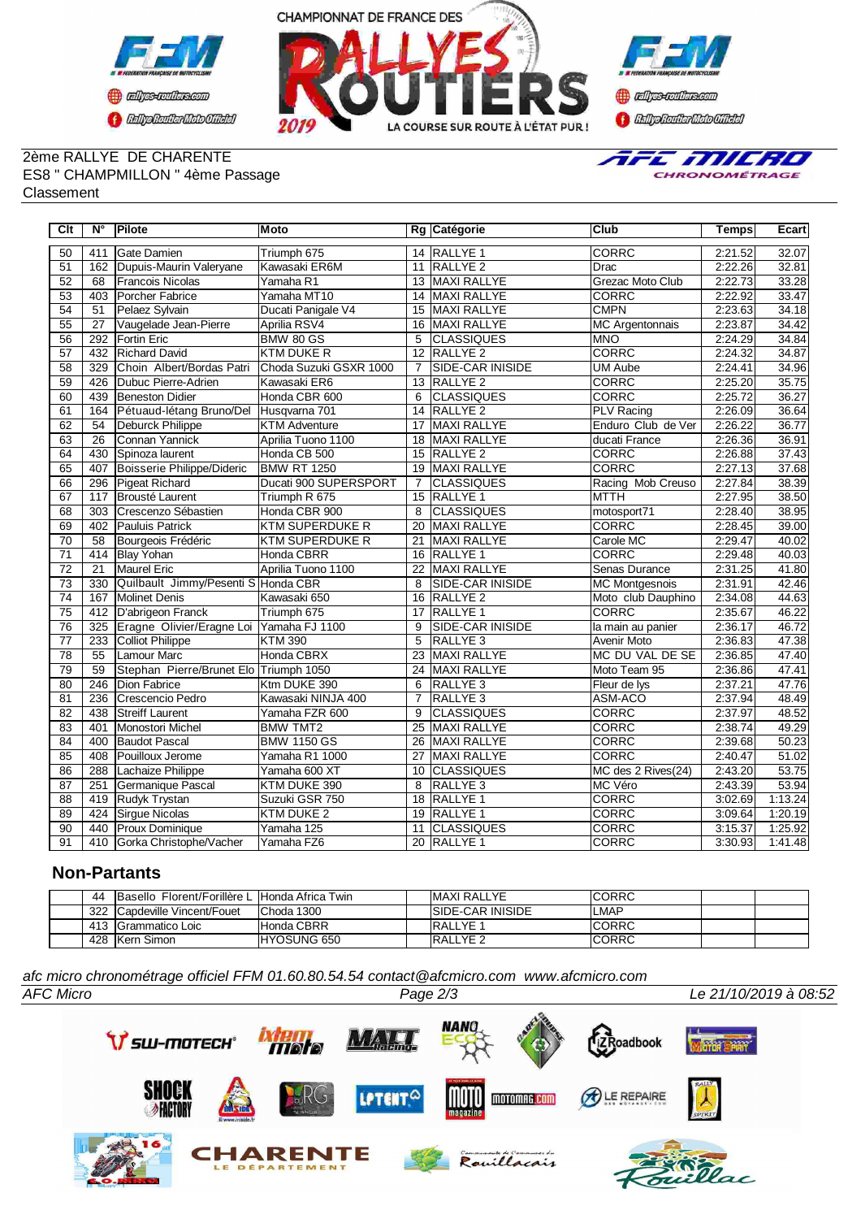CHAMPIONNAT DE FRANCE DES RALLYES ROUTIERS 2019 — LA COURSE SUR ROUTE À L'ÉTAT PUR !

2ème RALLYE DE CHARENTE
ES8 " CHAMPMILLON " 4ème Passage
Classement

| Clt | N° | Pilote | Moto | Rg | Catégorie | Club | Temps | Ecart |
|---|---|---|---|---|---|---|---|---|
| 50 | 411 | Gate Damien | Triumph 675 | 14 | RALLYE 1 | CORRC | 2:21.52 | 32.07 |
| 51 | 162 | Dupuis-Maurin Valeryane | Kawasaki ER6M | 11 | RALLYE 2 | Drac | 2:22.26 | 32.81 |
| 52 | 68 | Francois Nicolas | Yamaha R1 | 13 | MAXI RALLYE | Grezac Moto Club | 2:22.73 | 33.28 |
| 53 | 403 | Porcher Fabrice | Yamaha MT10 | 14 | MAXI RALLYE | CORRC | 2:22.92 | 33.47 |
| 54 | 51 | Pelaez Sylvain | Ducati Panigale V4 | 15 | MAXI RALLYE | CMPN | 2:23.63 | 34.18 |
| 55 | 27 | Vaugelade Jean-Pierre | Aprilia RSV4 | 16 | MAXI RALLYE | MC Argentonnais | 2:23.87 | 34.42 |
| 56 | 292 | Fortin Eric | BMW 80 GS | 5 | CLASSIQUES | MNO | 2:24.29 | 34.84 |
| 57 | 432 | Richard David | KTM DUKE R | 12 | RALLYE 2 | CORRC | 2:24.32 | 34.87 |
| 58 | 329 | Choin Albert/Bordas Patri | Choda Suzuki GSXR 1000 | 7 | SIDE-CAR INISIDE | UM Aube | 2:24.41 | 34.96 |
| 59 | 426 | Dubuc Pierre-Adrien | Kawasaki ER6 | 13 | RALLYE 2 | CORRC | 2:25.20 | 35.75 |
| 60 | 439 | Beneston Didier | Honda CBR 600 | 6 | CLASSIQUES | CORRC | 2:25.72 | 36.27 |
| 61 | 164 | Pétuaud-létang Bruno/Del | Husqvarna 701 | 14 | RALLYE 2 | PLV Racing | 2:26.09 | 36.64 |
| 62 | 54 | Deburck Philippe | KTM Adventure | 17 | MAXI RALLYE | Enduro Club de Ver | 2:26.22 | 36.77 |
| 63 | 26 | Connan Yannick | Aprilia Tuono 1100 | 18 | MAXI RALLYE | ducati France | 2:26.36 | 36.91 |
| 64 | 430 | Spinoza laurent | Honda CB 500 | 15 | RALLYE 2 | CORRC | 2:26.88 | 37.43 |
| 65 | 407 | Boisserie Philippe/Dideric | BMW RT 1250 | 19 | MAXI RALLYE | CORRC | 2:27.13 | 37.68 |
| 66 | 296 | Pigeat Richard | Ducati 900 SUPERSPORT | 7 | CLASSIQUES | Racing Mob Creuso | 2:27.84 | 38.39 |
| 67 | 117 | Brousté Laurent | Triumph R 675 | 15 | RALLYE 1 | MTTH | 2:27.95 | 38.50 |
| 68 | 303 | Crescenzo Sébastien | Honda CBR 900 | 8 | CLASSIQUES | motosport71 | 2:28.40 | 38.95 |
| 69 | 402 | Pauluis Patrick | KTM SUPERDUKE R | 20 | MAXI RALLYE | CORRC | 2:28.45 | 39.00 |
| 70 | 58 | Bourgeois Frédéric | KTM SUPERDUKE R | 21 | MAXI RALLYE | Carole MC | 2:29.47 | 40.02 |
| 71 | 414 | Blay Yohan | Honda CBRR | 16 | RALLYE 1 | CORRC | 2:29.48 | 40.03 |
| 72 | 21 | Maurel Eric | Aprilia Tuono 1100 | 22 | MAXI RALLYE | Senas Durance | 2:31.25 | 41.80 |
| 73 | 330 | Quilbault Jimmy/Pesenti S | Honda CBR | 8 | SIDE-CAR INISIDE | MC Montgesnois | 2:31.91 | 42.46 |
| 74 | 167 | Molinet Denis | Kawasaki 650 | 16 | RALLYE 2 | Moto club Dauphino | 2:34.08 | 44.63 |
| 75 | 412 | D'abrigeon Franck | Triumph 675 | 17 | RALLYE 1 | CORRC | 2:35.67 | 46.22 |
| 76 | 325 | Eragne Olivier/Eragne Loi | Yamaha FJ 1100 | 9 | SIDE-CAR INISIDE | la main au panier | 2:36.17 | 46.72 |
| 77 | 233 | Colliot Philippe | KTM 390 | 5 | RALLYE 3 | Avenir Moto | 2:36.83 | 47.38 |
| 78 | 55 | Lamour Marc | Honda CBRX | 23 | MAXI RALLYE | MC DU VAL DE SE | 2:36.85 | 47.40 |
| 79 | 59 | Stephan Pierre/Brunet Elo | Triumph 1050 | 24 | MAXI RALLYE | Moto Team 95 | 2:36.86 | 47.41 |
| 80 | 246 | Dion Fabrice | Ktm DUKE 390 | 6 | RALLYE 3 | Fleur de lys | 2:37.21 | 47.76 |
| 81 | 236 | Crescencio Pedro | Kawasaki NINJA 400 | 7 | RALLYE 3 | ASM-ACO | 2:37.94 | 48.49 |
| 82 | 438 | Streiff Laurent | Yamaha FZR 600 | 9 | CLASSIQUES | CORRC | 2:37.97 | 48.52 |
| 83 | 401 | Monostori Michel | BMW TMT2 | 25 | MAXI RALLYE | CORRC | 2:38.74 | 49.29 |
| 84 | 400 | Baudot Pascal | BMW 1150 GS | 26 | MAXI RALLYE | CORRC | 2:39.68 | 50.23 |
| 85 | 408 | Pouilloux Jerome | Yamaha R1 1000 | 27 | MAXI RALLYE | CORRC | 2:40.47 | 51.02 |
| 86 | 288 | Lachaize Philippe | Yamaha 600 XT | 10 | CLASSIQUES | MC des 2 Rives(24) | 2:43.20 | 53.75 |
| 87 | 251 | Germanique Pascal | KTM DUKE 390 | 8 | RALLYE 3 | MC Véro | 2:43.39 | 53.94 |
| 88 | 419 | Rudyk Trystan | Suzuki GSR 750 | 18 | RALLYE 1 | CORRC | 3:02.69 | 1:13.24 |
| 89 | 424 | Sirgue Nicolas | KTM DUKE 2 | 19 | RALLYE 1 | CORRC | 3:09.64 | 1:20.19 |
| 90 | 440 | Proux Dominique | Yamaha 125 | 11 | CLASSIQUES | CORRC | 3:15.37 | 1:25.92 |
| 91 | 410 | Gorka Christophe/Vacher | Yamaha FZ6 | 20 | RALLYE 1 | CORRC | 3:30.93 | 1:41.48 |

## Non-Partants

| Clt | N° | Pilote | Moto | Rg | Catégorie | Club | Temps | Ecart |
|---|---|---|---|---|---|---|---|---|
| | 44 | Basello Florent/Forillère L | Honda Africa Twin | | MAXI RALLYE | CORRC | | |
| | 322 | Capdeville Vincent/Fouet | Choda 1300 | | SIDE-CAR INISIDE | LMAP | | |
| | 413 | Grammatico Loic | Honda CBRR | | RALLYE 1 | CORRC | | |
| | 428 | Kern Simon | HYOSUNG 650 | | RALLYE 2 | CORRC | | |

*afc micro chronométrage officiel FFM 01.60.80.54.54 contact@afcmicro.com www.afcmicro.com*

AFC Micro — Le 21/10/2019 à 08:52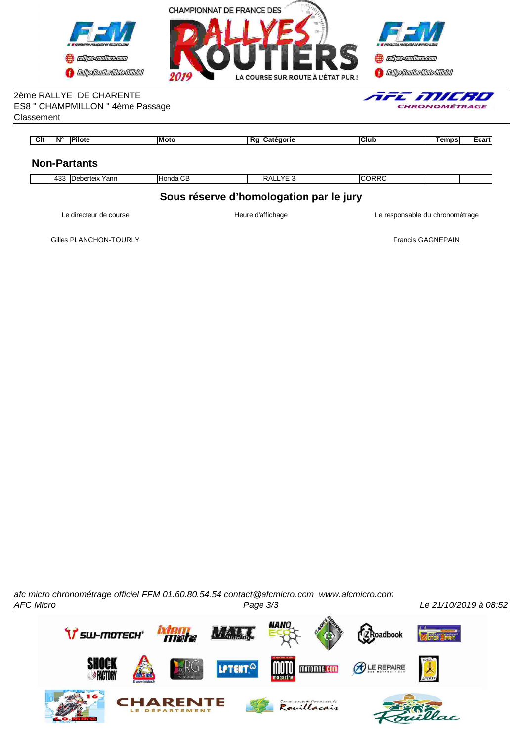2ème RALLYE DE CHARENTE
ES8 " CHAMPMILLON " 4ème Passage
Classement

| Clt | N° | Pilote | Moto | Rg | Catégorie | Club | Temps | Ecart |
|---|---|---|---|---|---|---|---|---|

## Non-Partants

| Clt | N° | Pilote | Moto | Rg | Catégorie | Club | Temps | Ecart |
|---|---|---|---|---|---|---|---|---|
| | 433 | Deberteix Yann | Honda CB | | RALLYE 3 | CORRC | | |

## Sous réserve d'homologation par le jury

Le directeur de course — Heure d'affichage — Le responsable du chronométrage

Gilles PLANCHON-TOURLY — Francis GAGNEPAIN

*afc micro chronométrage officiel FFM 01.60.80.54.54 contact@afcmicro.com www.afcmicro.com*

*AFC Micro* — *Le 21/10/2019 à 08:52*